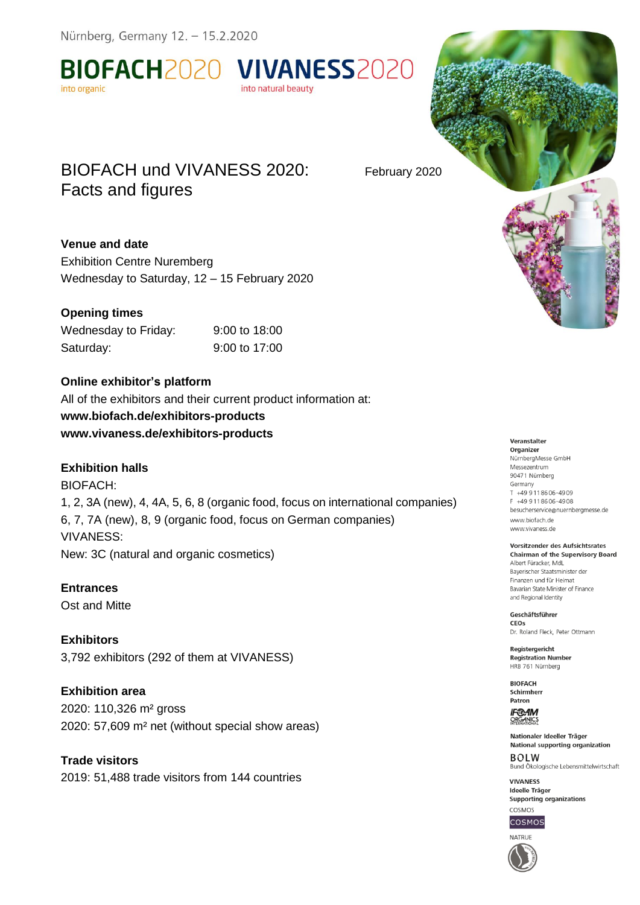Nürnberg, Germany 12. – 15.2.2020

**BIOFACH2020** into organic **VIVANESS2020** into natural beauty

# BIOFACH und VIVANESS 2020: Facts and figures

February 2020

### Venue and date

Exhibition Centre Nuremberg
Wednesday to Saturday, 12 – 15 February 2020

### Opening times

| | |
|---|---|
| Wednesday to Friday: | 9:00 to 18:00 |
| Saturday: | 9:00 to 17:00 |

### Online exhibitor's platform

All of the exhibitors and their current product information at:
**www.biofach.de/exhibitors-products**
**www.vivaness.de/exhibitors-products**

### Exhibition halls

BIOFACH:
1, 2, 3A (new), 4, 4A, 5, 6, 8 (organic food, focus on international companies)
6, 7, 7A (new), 8, 9 (organic food, focus on German companies)
VIVANESS:
New: 3C (natural and organic cosmetics)

### Entrances

Ost and Mitte

### Exhibitors

3,792 exhibitors (292 of them at VIVANESS)

### Exhibition area

2020: 110,326 m² gross
2020: 57,609 m² net (without special show areas)

### Trade visitors

2019: 51,488 trade visitors from 144 countries

---

**Veranstalter**
**Organizer**
NürnbergMesse GmbH
Messezentrum
90471 Nürnberg
Germany
T +49 9 11 86 06-49 09
F +49 9 11 86 06-49 08
besucherservice@nuernbergmesse.de
www.biofach.de
www.vivaness.de

**Vorsitzender des Aufsichtsrates**
**Chairman of the Supervisory Board**
Albert Füracker, MdL
Bayerischer Staatsminister der Finanzen und für Heimat
Bavarian State Minister of Finance and Regional Identity

**Geschäftsführer**
**CEOs**
Dr. Roland Fleck, Peter Ottmann

**Registergericht**
**Registration Number**
HRB 761 Nürnberg

**BIOFACH**
**Schirmherr**
**Patron**
IFOAM ORGANICS INTERNATIONAL

**Nationaler Ideeller Träger**
**National supporting organization**
BÖLW
Bund Ökologische Lebensmittelwirtschaft

**VIVANESS**
**Ideelle Träger**
**Supporting organizations**
COSMOS
COSMOS
NATRUE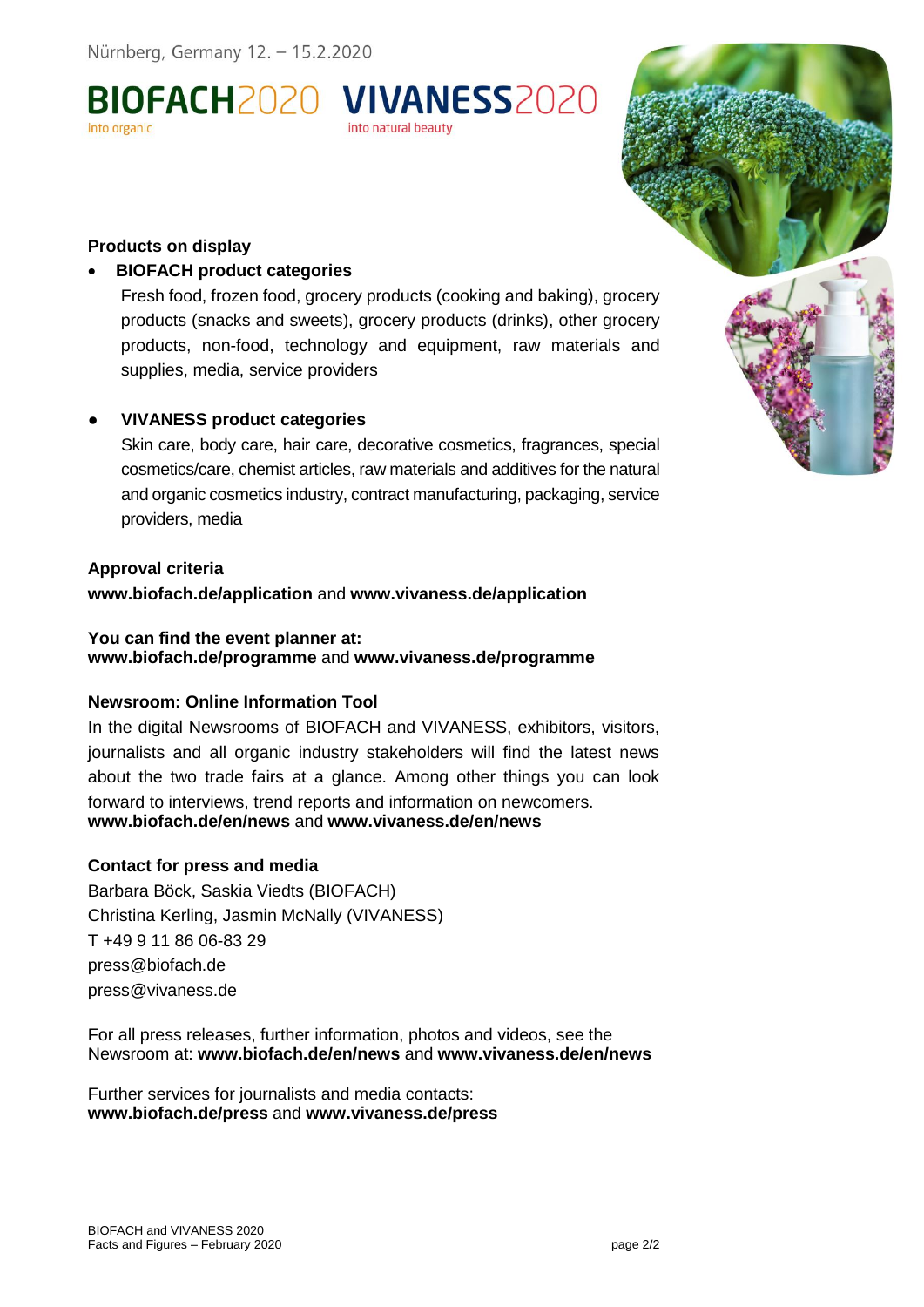Nürnberg, Germany 12. – 15.2.2020

BIOFACH2020 into organic VIVANESS2020 into natural beauty

## Products on display

- **BIOFACH product categories**
  Fresh food, frozen food, grocery products (cooking and baking), grocery products (snacks and sweets), grocery products (drinks), other grocery products, non-food, technology and equipment, raw materials and supplies, media, service providers

- **VIVANESS product categories**
  Skin care, body care, hair care, decorative cosmetics, fragrances, special cosmetics/care, chemist articles, raw materials and additives for the natural and organic cosmetics industry, contract manufacturing, packaging, service providers, media

## Approval criteria

**www.biofach.de/application** and **www.vivaness.de/application**

**You can find the event planner at:**
**www.biofach.de/programme** and **www.vivaness.de/programme**

## Newsroom: Online Information Tool

In the digital Newsrooms of BIOFACH and VIVANESS, exhibitors, visitors, journalists and all organic industry stakeholders will find the latest news about the two trade fairs at a glance. Among other things you can look forward to interviews, trend reports and information on newcomers.
**www.biofach.de/en/news** and **www.vivaness.de/en/news**

## Contact for press and media

Barbara Böck, Saskia Viedts (BIOFACH)
Christina Kerling, Jasmin McNally (VIVANESS)
T +49 9 11 86 06-83 29
press@biofach.de
press@vivaness.de

For all press releases, further information, photos and videos, see the Newsroom at: **www.biofach.de/en/news** and **www.vivaness.de/en/news**

Further services for journalists and media contacts:
**www.biofach.de/press** and **www.vivaness.de/press**